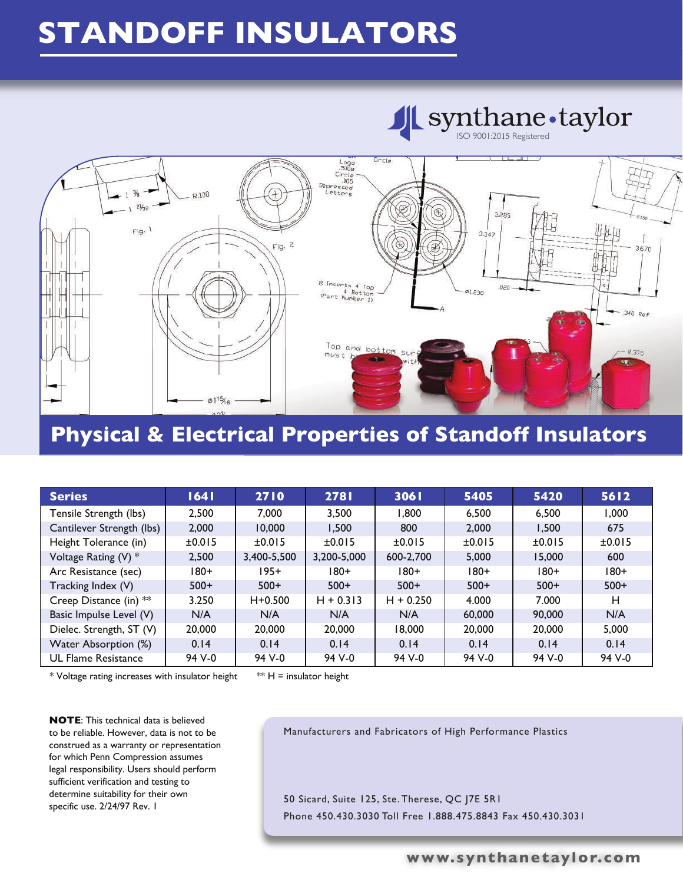# STANDOFF INSULATORS

synthane•taylor
ISO 9001:2015 Registered

## Physical & Electrical Properties of Standoff Insulators

| Series | 1641 | 2710 | 2781 | 3061 | 5405 | 5420 | 5612 |
|---|---|---|---|---|---|---|---|
| Tensile Strength (lbs) | 2,500 | 7,000 | 3,500 | 1,800 | 6,500 | 6,500 | 1,000 |
| Cantilever Strength (lbs) | 2,000 | 10,000 | 1,500 | 800 | 2,000 | 1,500 | 675 |
| Height Tolerance (in) | ±0.015 | ±0.015 | ±0.015 | ±0.015 | ±0.015 | ±0.015 | ±0.015 |
| Voltage Rating (V) * | 2,500 | 3,400-5,500 | 3,200-5,000 | 600-2,700 | 5,000 | 15,000 | 600 |
| Arc Resistance (sec) | 180+ | 195+ | 180+ | 180+ | 180+ | 180+ | 180+ |
| Tracking Index (V) | 500+ | 500+ | 500+ | 500+ | 500+ | 500+ | 500+ |
| Creep Distance (in) ** | 3.250 | H+0.500 | H + 0.313 | H + 0.250 | 4.000 | 7.000 | H |
| Basic Impulse Level (V) | N/A | N/A | N/A | N/A | 60,000 | 90,000 | N/A |
| Dielec. Strength, ST (V) | 20,000 | 20,000 | 20,000 | 18,000 | 20,000 | 20,000 | 5,000 |
| Water Absorption (%) | 0.14 | 0.14 | 0.14 | 0.14 | 0.14 | 0.14 | 0.14 |
| UL Flame Resistance | 94 V-0 | 94 V-0 | 94 V-0 | 94 V-0 | 94 V-0 | 94 V-0 | 94 V-0 |

* Voltage rating increases with insulator height ** H = insulator height

**NOTE**: This technical data is believed to be reliable. However, data is not to be construed as a warranty or representation for which Penn Compression assumes legal responsibility. Users should perform sufficient verification and testing to determine suitability for their own specific use. 2/24/97 Rev. 1

Manufacturers and Fabricators of High Performance Plastics

50 Sicard, Suite 125, Ste. Therese, QC J7E 5R1
Phone 450.430.3030 Toll Free 1.888.475.8843 Fax 450.430.3031

www.synthanetaylor.com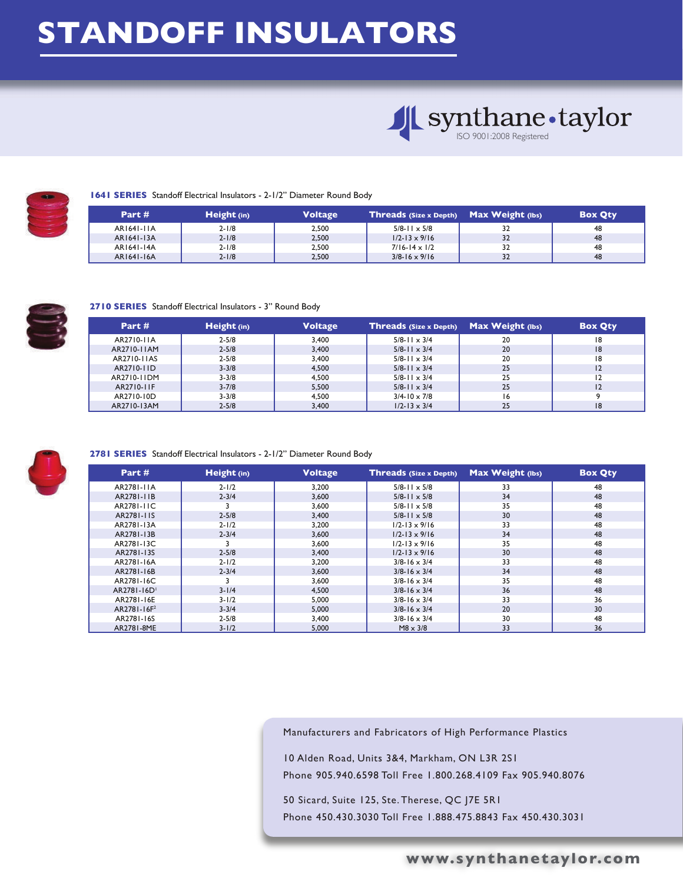# STANDOFF INSULATORS

synthane • taylor
ISO 9001:2008 Registered

**1641 SERIES** Standoff Electrical Insulators - 2-1/2" Diameter Round Body

| Part # | Height (in) | Voltage | Threads (Size x Depth) | Max Weight (lbs) | Box Qty |
|---|---|---|---|---|---|
| AR1641-11A | 2-1/8 | 2,500 | 5/8-11 x 5/8 | 32 | 48 |
| AR1641-13A | 2-1/8 | 2,500 | 1/2-13 x 9/16 | 32 | 48 |
| AR1641-14A | 2-1/8 | 2,500 | 7/16-14 x 1/2 | 32 | 48 |
| AR1641-16A | 2-1/8 | 2,500 | 3/8-16 x 9/16 | 32 | 48 |

**2710 SERIES** Standoff Electrical Insulators - 3" Round Body

| Part # | Height (in) | Voltage | Threads (Size x Depth) | Max Weight (lbs) | Box Qty |
|---|---|---|---|---|---|
| AR2710-11A | 2-5/8 | 3,400 | 5/8-11 x 3/4 | 20 | 18 |
| AR2710-11AM | 2-5/8 | 3,400 | 5/8-11 x 3/4 | 20 | 18 |
| AR2710-11AS | 2-5/8 | 3,400 | 5/8-11 x 3/4 | 20 | 18 |
| AR2710-11D | 3-3/8 | 4,500 | 5/8-11 x 3/4 | 25 | 12 |
| AR2710-11DM | 3-3/8 | 4,500 | 5/8-11 x 3/4 | 25 | 12 |
| AR2710-11F | 3-7/8 | 5,500 | 5/8-11 x 3/4 | 25 | 12 |
| AR2710-10D | 3-3/8 | 4,500 | 3/4-10 x 7/8 | 16 | 9 |
| AR2710-13AM | 2-5/8 | 3,400 | 1/2-13 x 3/4 | 25 | 18 |

**2781 SERIES** Standoff Electrical Insulators - 2-1/2" Diameter Round Body

| Part # | Height (in) | Voltage | Threads (Size x Depth) | Max Weight (lbs) | Box Qty |
|---|---|---|---|---|---|
| AR2781-11A | 2-1/2 | 3,200 | 5/8-11 x 5/8 | 33 | 48 |
| AR2781-11B | 2-3/4 | 3,600 | 5/8-11 x 5/8 | 34 | 48 |
| AR2781-11C | 3 | 3,600 | 5/8-11 x 5/8 | 35 | 48 |
| AR2781-11S | 2-5/8 | 3,400 | 5/8-11 x 5/8 | 30 | 48 |
| AR2781-13A | 2-1/2 | 3,200 | 1/2-13 x 9/16 | 33 | 48 |
| AR2781-13B | 2-3/4 | 3,600 | 1/2-13 x 9/16 | 34 | 48 |
| AR2781-13C | 3 | 3,600 | 1/2-13 x 9/16 | 35 | 48 |
| AR2781-13S | 2-5/8 | 3,400 | 1/2-13 x 9/16 | 30 | 48 |
| AR2781-16A | 2-1/2 | 3,200 | 3/8-16 x 3/4 | 33 | 48 |
| AR2781-16B | 2-3/4 | 3,600 | 3/8-16 x 3/4 | 34 | 48 |
| AR2781-16C | 3 | 3,600 | 3/8-16 x 3/4 | 35 | 48 |
| AR2781-16D[1] | 3-1/4 | 4,500 | 3/8-16 x 3/4 | 36 | 48 |
| AR2781-16E | 3-1/2 | 5,000 | 3/8-16 x 3/4 | 33 | 36 |
| AR2781-16F[2] | 3-3/4 | 5,000 | 3/8-16 x 3/4 | 20 | 30 |
| AR2781-16S | 2-5/8 | 3,400 | 3/8-16 x 3/4 | 30 | 48 |
| AR2781-8ME | 3-1/2 | 5,000 | M8 x 3/8 | 33 | 36 |

Manufacturers and Fabricators of High Performance Plastics

10 Alden Road, Units 3&4, Markham, ON L3R 2S1
Phone 905.940.6598 Toll Free 1.800.268.4109 Fax 905.940.8076

50 Sicard, Suite 125, Ste. Therese, QC J7E 5R1
Phone 450.430.3030 Toll Free 1.888.475.8843 Fax 450.430.3031

www.synthanetaylor.com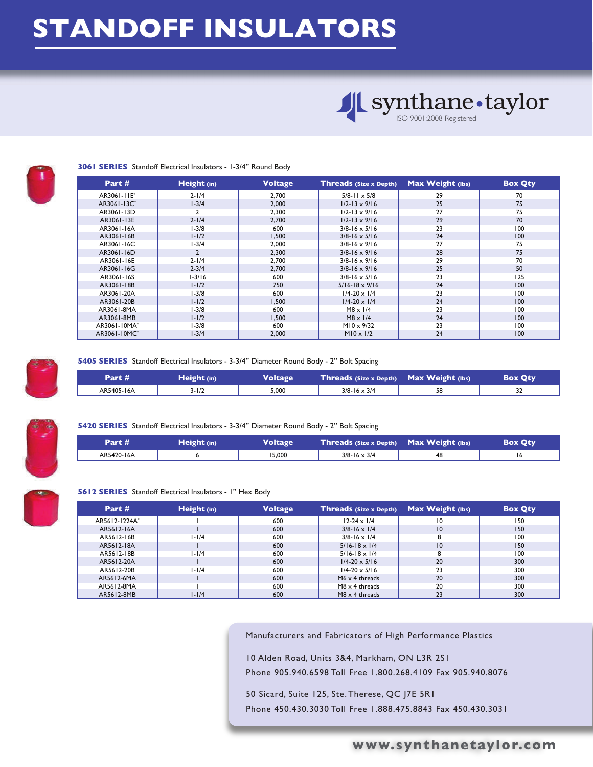# STANDOFF INSULATORS

synthane•taylor
ISO 9001:2008 Registered

**3061 SERIES** Standoff Electrical Insulators - 1-3/4" Round Body

| Part # | Height (in) | Voltage | Threads (Size x Depth) | Max Weight (lbs) | Box Qty |
|---|---|---|---|---|---|
| AR3061-11E* | 2-1/4 | 2,700 | 5/8-11 x 5/8 | 29 | 70 |
| AR3061-13C* | 1-3/4 | 2,000 | 1/2-13 x 9/16 | 25 | 75 |
| AR3061-13D | 2 | 2,300 | 1/2-13 x 9/16 | 27 | 75 |
| AR3061-13E | 2-1/4 | 2,700 | 1/2-13 x 9/16 | 29 | 70 |
| AR3061-16A | 1-3/8 | 600 | 3/8-16 x 5/16 | 23 | 100 |
| AR3061-16B | 1-1/2 | 1,500 | 3/8-16 x 5/16 | 24 | 100 |
| AR3061-16C | 1-3/4 | 2,000 | 3/8-16 x 9/16 | 27 | 75 |
| AR3061-16D | 2 | 2,300 | 3/8-16 x 9/16 | 28 | 75 |
| AR3061-16E | 2-1/4 | 2,700 | 3/8-16 x 9/16 | 29 | 70 |
| AR3061-16G | 2-3/4 | 2,700 | 3/8-16 x 9/16 | 25 | 50 |
| AR3061-16S | 1-3/16 | 600 | 3/8-16 x 5/16 | 23 | 125 |
| AR3061-18B | 1-1/2 | 750 | 5/16-18 x 9/16 | 24 | 100 |
| AR3061-20A | 1-3/8 | 600 | 1/4-20 x 1/4 | 23 | 100 |
| AR3061-20B | 1-1/2 | 1,500 | 1/4-20 x 1/4 | 24 | 100 |
| AR3061-8MA | 1-3/8 | 600 | M8 x 1/4 | 23 | 100 |
| AR3061-8MB | 1-1/2 | 1,500 | M8 x 1/4 | 24 | 100 |
| AR3061-10MA* | 1-3/8 | 600 | M10 x 9/32 | 23 | 100 |
| AR3061-10MC* | 1-3/4 | 2,000 | M10 x 1/2 | 24 | 100 |

**5405 SERIES** Standoff Electrical Insulators - 3-3/4" Diameter Round Body - 2" Bolt Spacing

| Part # | Height (in) | Voltage | Threads (Size x Depth) | Max Weight (lbs) | Box Qty |
|---|---|---|---|---|---|
| AR5405-16A | 3-1/2 | 5,000 | 3/8-16 x 3/4 | 58 | 32 |

**5420 SERIES** Standoff Electrical Insulators - 3-3/4" Diameter Round Body - 2" Bolt Spacing

| Part # | Height (in) | Voltage | Threads (Size x Depth) | Max Weight (lbs) | Box Qty |
|---|---|---|---|---|---|
| AR5420-16A | 6 | 15,000 | 3/8-16 x 3/4 | 48 | 16 |

**5612 SERIES** Standoff Electrical Insulators - 1" Hex Body

| Part # | Height (in) | Voltage | Threads (Size x Depth) | Max Weight (lbs) | Box Qty |
|---|---|---|---|---|---|
| AR5612-1224A* | 1 | 600 | 12-24 x 1/4 | 10 | 150 |
| AR5612-16A | 1 | 600 | 3/8-16 x 1/4 | 10 | 150 |
| AR5612-16B | 1-1/4 | 600 | 3/8-16 x 1/4 | 8 | 100 |
| AR5612-18A | 1 | 600 | 5/16-18 x 1/4 | 10 | 150 |
| AR5612-18B | 1-1/4 | 600 | 5/16-18 x 1/4 | 8 | 100 |
| AR5612-20A | 1 | 600 | 1/4-20 x 5/16 | 20 | 300 |
| AR5612-20B | 1-1/4 | 600 | 1/4-20 x 5/16 | 23 | 300 |
| AR5612-6MA | 1 | 600 | M6 x 4 threads | 20 | 300 |
| AR5612-8MA | 1 | 600 | M8 x 4 threads | 20 | 300 |
| AR5612-8MB | 1-1/4 | 600 | M8 x 4 threads | 23 | 300 |

Manufacturers and Fabricators of High Performance Plastics

10 Alden Road, Units 3&4, Markham, ON L3R 2S1
Phone 905.940.6598 Toll Free 1.800.268.4109 Fax 905.940.8076

50 Sicard, Suite 125, Ste. Therese, QC J7E 5R1
Phone 450.430.3030 Toll Free 1.888.475.8843 Fax 450.430.3031

www.synthanetaylor.com